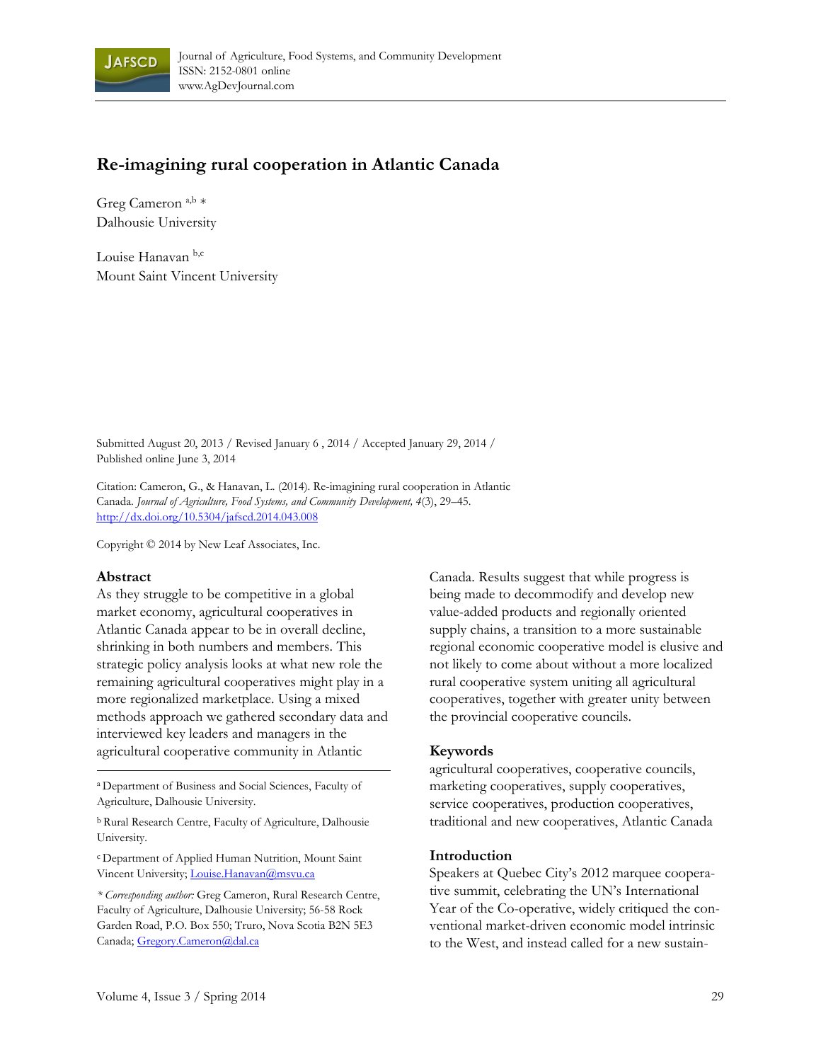Journal of Agriculture, Food Systems, and Community Development
ISSN: 2152-0801 online
www.AgDevJournal.com

# Re-imagining rural cooperation in Atlantic Canada

Greg Cameron [a,b] *
Dalhousie University

Louise Hanavan [b,c]
Mount Saint Vincent University

Submitted August 20, 2013 / Revised January 6 , 2014 / Accepted January 29, 2014 / Published online June 3, 2014

Citation: Cameron, G., & Hanavan, L. (2014). Re-imagining rural cooperation in Atlantic Canada. *Journal of Agriculture, Food Systems, and Community Development, 4*(3), 29–45. http://dx.doi.org/10.5304/jafscd.2014.043.008

Copyright © 2014 by New Leaf Associates, Inc.

## Abstract

As they struggle to be competitive in a global market economy, agricultural cooperatives in Atlantic Canada appear to be in overall decline, shrinking in both numbers and members. This strategic policy analysis looks at what new role the remaining agricultural cooperatives might play in a more regionalized marketplace. Using a mixed methods approach we gathered secondary data and interviewed key leaders and managers in the agricultural cooperative community in Atlantic Canada. Results suggest that while progress is being made to decommodify and develop new value-added products and regionally oriented supply chains, a transition to a more sustainable regional economic cooperative model is elusive and not likely to come about without a more localized rural cooperative system uniting all agricultural cooperatives, together with greater unity between the provincial cooperative councils.

## Keywords

agricultural cooperatives, cooperative councils, marketing cooperatives, supply cooperatives, service cooperatives, production cooperatives, traditional and new cooperatives, Atlantic Canada

[a] Department of Business and Social Sciences, Faculty of Agriculture, Dalhousie University.

[b] Rural Research Centre, Faculty of Agriculture, Dalhousie University.

[c] Department of Applied Human Nutrition, Mount Saint Vincent University; Louise.Hanavan@msvu.ca

\* *Corresponding author:* Greg Cameron, Rural Research Centre, Faculty of Agriculture, Dalhousie University; 56-58 Rock Garden Road, P.O. Box 550; Truro, Nova Scotia B2N 5E3 Canada; Gregory.Cameron@dal.ca

## Introduction

Speakers at Quebec City's 2012 marquee cooperative summit, celebrating the UN's International Year of the Co-operative, widely critiqued the conventional market-driven economic model intrinsic to the West, and instead called for a new sustain-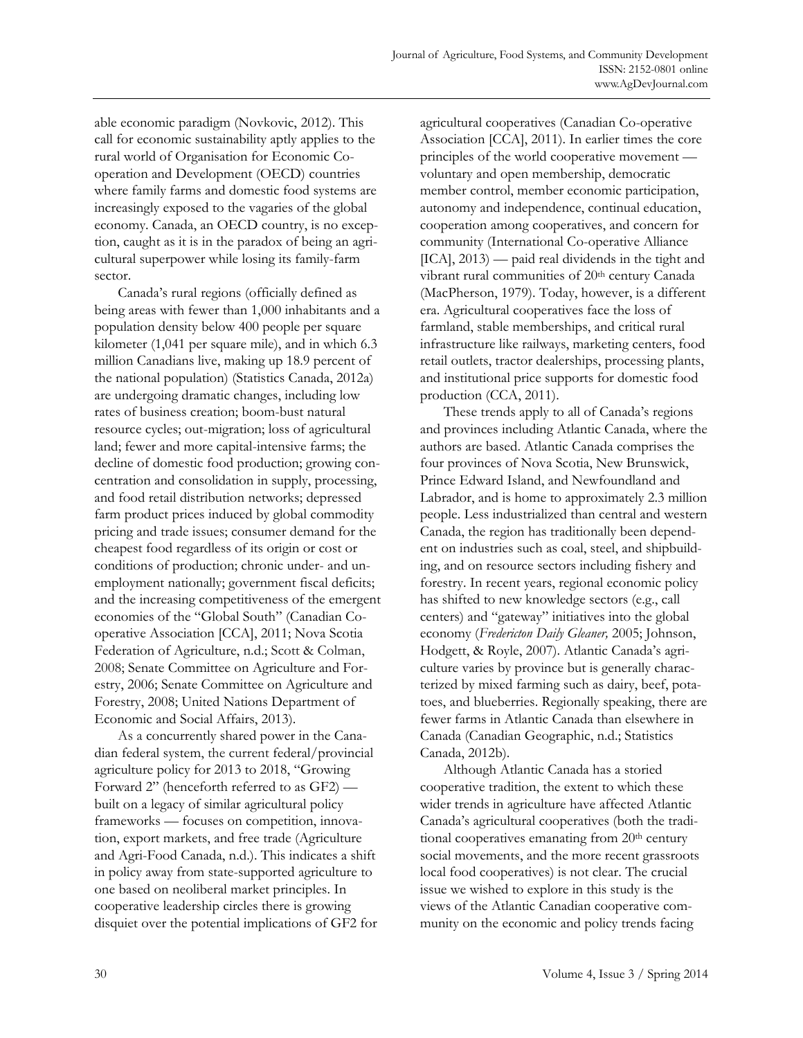able economic paradigm (Novkovic, 2012). This call for economic sustainability aptly applies to the rural world of Organisation for Economic Co-operation and Development (OECD) countries where family farms and domestic food systems are increasingly exposed to the vagaries of the global economy. Canada, an OECD country, is no exception, caught as it is in the paradox of being an agricultural superpower while losing its family-farm sector.

Canada's rural regions (officially defined as being areas with fewer than 1,000 inhabitants and a population density below 400 people per square kilometer (1,041 per square mile), and in which 6.3 million Canadians live, making up 18.9 percent of the national population) (Statistics Canada, 2012a) are undergoing dramatic changes, including low rates of business creation; boom-bust natural resource cycles; out-migration; loss of agricultural land; fewer and more capital-intensive farms; the decline of domestic food production; growing concentration and consolidation in supply, processing, and food retail distribution networks; depressed farm product prices induced by global commodity pricing and trade issues; consumer demand for the cheapest food regardless of its origin or cost or conditions of production; chronic under- and unemployment nationally; government fiscal deficits; and the increasing competitiveness of the emergent economies of the "Global South" (Canadian Co-operative Association [CCA], 2011; Nova Scotia Federation of Agriculture, n.d.; Scott & Colman, 2008; Senate Committee on Agriculture and Forestry, 2006; Senate Committee on Agriculture and Forestry, 2008; United Nations Department of Economic and Social Affairs, 2013).

As a concurrently shared power in the Canadian federal system, the current federal/provincial agriculture policy for 2013 to 2018, "Growing Forward 2" (henceforth referred to as GF2) — built on a legacy of similar agricultural policy frameworks — focuses on competition, innovation, export markets, and free trade (Agriculture and Agri-Food Canada, n.d.). This indicates a shift in policy away from state-supported agriculture to one based on neoliberal market principles. In cooperative leadership circles there is growing disquiet over the potential implications of GF2 for agricultural cooperatives (Canadian Co-operative Association [CCA], 2011). In earlier times the core principles of the world cooperative movement — voluntary and open membership, democratic member control, member economic participation, autonomy and independence, continual education, cooperation among cooperatives, and concern for community (International Co-operative Alliance [ICA], 2013) — paid real dividends in the tight and vibrant rural communities of 20th century Canada (MacPherson, 1979). Today, however, is a different era. Agricultural cooperatives face the loss of farmland, stable memberships, and critical rural infrastructure like railways, marketing centers, food retail outlets, tractor dealerships, processing plants, and institutional price supports for domestic food production (CCA, 2011).

These trends apply to all of Canada's regions and provinces including Atlantic Canada, where the authors are based. Atlantic Canada comprises the four provinces of Nova Scotia, New Brunswick, Prince Edward Island, and Newfoundland and Labrador, and is home to approximately 2.3 million people. Less industrialized than central and western Canada, the region has traditionally been dependent on industries such as coal, steel, and shipbuilding, and on resource sectors including fishery and forestry. In recent years, regional economic policy has shifted to new knowledge sectors (e.g., call centers) and "gateway" initiatives into the global economy (*Fredericton Daily Gleaner,* 2005; Johnson, Hodgett, & Royle, 2007). Atlantic Canada's agriculture varies by province but is generally characterized by mixed farming such as dairy, beef, potatoes, and blueberries. Regionally speaking, there are fewer farms in Atlantic Canada than elsewhere in Canada (Canadian Geographic, n.d.; Statistics Canada, 2012b).

Although Atlantic Canada has a storied cooperative tradition, the extent to which these wider trends in agriculture have affected Atlantic Canada's agricultural cooperatives (both the traditional cooperatives emanating from 20th century social movements, and the more recent grassroots local food cooperatives) is not clear. The crucial issue we wished to explore in this study is the views of the Atlantic Canadian cooperative community on the economic and policy trends facing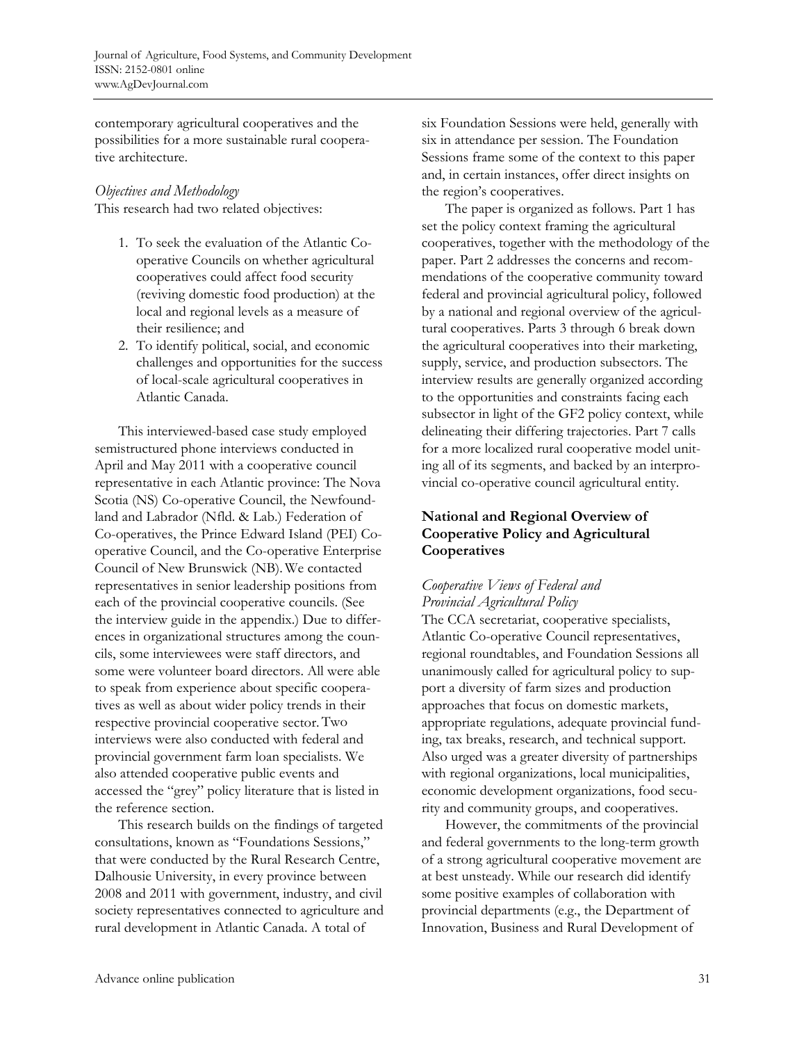contemporary agricultural cooperatives and the possibilities for a more sustainable rural cooperative architecture.

*Objectives and Methodology*

This research had two related objectives:

1. To seek the evaluation of the Atlantic Co-operative Councils on whether agricultural cooperatives could affect food security (reviving domestic food production) at the local and regional levels as a measure of their resilience; and
2. To identify political, social, and economic challenges and opportunities for the success of local-scale agricultural cooperatives in Atlantic Canada.

This interviewed-based case study employed semistructured phone interviews conducted in April and May 2011 with a cooperative council representative in each Atlantic province: The Nova Scotia (NS) Co-operative Council, the Newfoundland and Labrador (Nfld. & Lab.) Federation of Co-operatives, the Prince Edward Island (PEI) Co-operative Council, and the Co-operative Enterprise Council of New Brunswick (NB). We contacted representatives in senior leadership positions from each of the provincial cooperative councils. (See the interview guide in the appendix.) Due to differences in organizational structures among the councils, some interviewees were staff directors, and some were volunteer board directors. All were able to speak from experience about specific cooperatives as well as about wider policy trends in their respective provincial cooperative sector. Two interviews were also conducted with federal and provincial government farm loan specialists. We also attended cooperative public events and accessed the "grey" policy literature that is listed in the reference section.

This research builds on the findings of targeted consultations, known as "Foundations Sessions," that were conducted by the Rural Research Centre, Dalhousie University, in every province between 2008 and 2011 with government, industry, and civil society representatives connected to agriculture and rural development in Atlantic Canada. A total of six Foundation Sessions were held, generally with six in attendance per session. The Foundation Sessions frame some of the context to this paper and, in certain instances, offer direct insights on the region's cooperatives.

The paper is organized as follows. Part 1 has set the policy context framing the agricultural cooperatives, together with the methodology of the paper. Part 2 addresses the concerns and recommendations of the cooperative community toward federal and provincial agricultural policy, followed by a national and regional overview of the agricultural cooperatives. Parts 3 through 6 break down the agricultural cooperatives into their marketing, supply, service, and production subsectors. The interview results are generally organized according to the opportunities and constraints facing each subsector in light of the GF2 policy context, while delineating their differing trajectories. Part 7 calls for a more localized rural cooperative model uniting all of its segments, and backed by an interprovincial co-operative council agricultural entity.

## National and Regional Overview of Cooperative Policy and Agricultural Cooperatives

*Cooperative Views of Federal and Provincial Agricultural Policy*

The CCA secretariat, cooperative specialists, Atlantic Co-operative Council representatives, regional roundtables, and Foundation Sessions all unanimously called for agricultural policy to support a diversity of farm sizes and production approaches that focus on domestic markets, appropriate regulations, adequate provincial funding, tax breaks, research, and technical support. Also urged was a greater diversity of partnerships with regional organizations, local municipalities, economic development organizations, food security and community groups, and cooperatives.

However, the commitments of the provincial and federal governments to the long-term growth of a strong agricultural cooperative movement are at best unsteady. While our research did identify some positive examples of collaboration with provincial departments (e.g., the Department of Innovation, Business and Rural Development of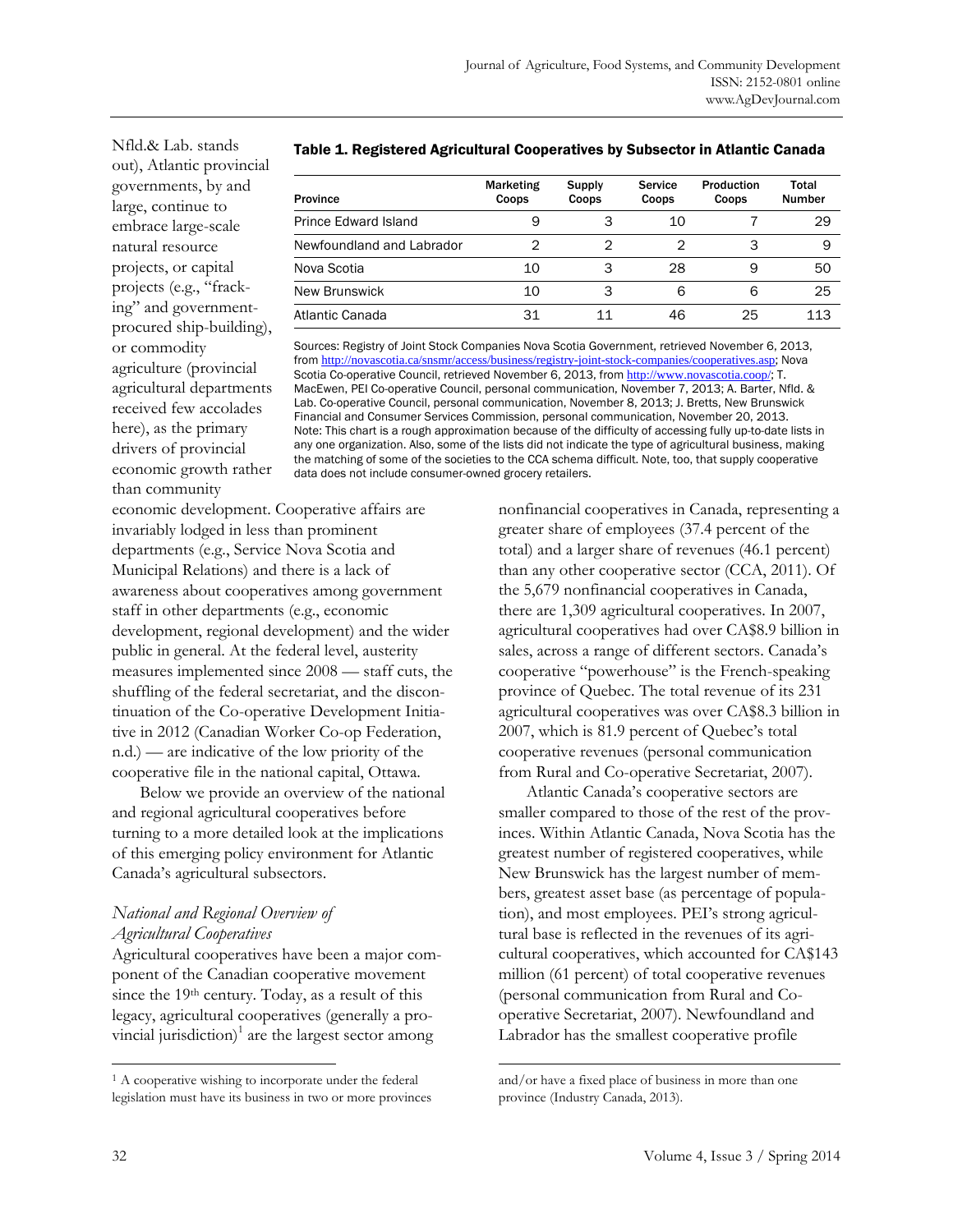Nfld.& Lab. stands out), Atlantic provincial governments, by and large, continue to embrace large-scale natural resource projects, or capital projects (e.g., "fracking" and government-procured ship-building), or commodity agriculture (provincial agricultural departments received few accolades here), as the primary drivers of provincial economic growth rather than community economic development. Cooperative affairs are invariably lodged in less than prominent departments (e.g., Service Nova Scotia and Municipal Relations) and there is a lack of awareness about cooperatives among government staff in other departments (e.g., economic development, regional development) and the wider public in general. At the federal level, austerity measures implemented since 2008 — staff cuts, the shuffling of the federal secretariat, and the discontinuation of the Co-operative Development Initiative in 2012 (Canadian Worker Co-op Federation, n.d.) — are indicative of the low priority of the cooperative file in the national capital, Ottawa.

**Table 1. Registered Agricultural Cooperatives by Subsector in Atlantic Canada**

| Province | Marketing Coops | Supply Coops | Service Coops | Production Coops | Total Number |
|---|---|---|---|---|---|
| Prince Edward Island | 9 | 3 | 10 | 7 | 29 |
| Newfoundland and Labrador | 2 | 2 | 2 | 3 | 9 |
| Nova Scotia | 10 | 3 | 28 | 9 | 50 |
| New Brunswick | 10 | 3 | 6 | 6 | 25 |
| Atlantic Canada | 31 | 11 | 46 | 25 | 113 |

Sources: Registry of Joint Stock Companies Nova Scotia Government, retrieved November 6, 2013, from http://novascotia.ca/snsmr/access/business/registry-joint-stock-companies/cooperatives.asp; Nova Scotia Co-operative Council, retrieved November 6, 2013, from http://www.novascotia.coop/; T. MacEwen, PEI Co-operative Council, personal communication, November 7, 2013; A. Barter, Nfld. & Lab. Co-operative Council, personal communication, November 8, 2013; J. Bretts, New Brunswick Financial and Consumer Services Commission, personal communication, November 20, 2013.
Note: This chart is a rough approximation because of the difficulty of accessing fully up-to-date lists in any one organization. Also, some of the lists did not indicate the type of agricultural business, making the matching of some of the societies to the CCA schema difficult. Note, too, that supply cooperative data does not include consumer-owned grocery retailers.

Below we provide an overview of the national and regional agricultural cooperatives before turning to a more detailed look at the implications of this emerging policy environment for Atlantic Canada's agricultural subsectors.

### *National and Regional Overview of Agricultural Cooperatives*

Agricultural cooperatives have been a major component of the Canadian cooperative movement since the 19th century. Today, as a result of this legacy, agricultural cooperatives (generally a provincial jurisdiction)[1] are the largest sector among nonfinancial cooperatives in Canada, representing a greater share of employees (37.4 percent of the total) and a larger share of revenues (46.1 percent) than any other cooperative sector (CCA, 2011). Of the 5,679 nonfinancial cooperatives in Canada, there are 1,309 agricultural cooperatives. In 2007, agricultural cooperatives had over CA$8.9 billion in sales, across a range of different sectors. Canada's cooperative "powerhouse" is the French-speaking province of Quebec. The total revenue of its 231 agricultural cooperatives was over CA$8.3 billion in 2007, which is 81.9 percent of Quebec's total cooperative revenues (personal communication from Rural and Co-operative Secretariat, 2007).

Atlantic Canada's cooperative sectors are smaller compared to those of the rest of the provinces. Within Atlantic Canada, Nova Scotia has the greatest number of registered cooperatives, while New Brunswick has the largest number of members, greatest asset base (as percentage of population), and most employees. PEI's strong agricultural base is reflected in the revenues of its agricultural cooperatives, which accounted for CA$143 million (61 percent) of total cooperative revenues (personal communication from Rural and Co-operative Secretariat, 2007). Newfoundland and Labrador has the smallest cooperative profile

[1] A cooperative wishing to incorporate under the federal legislation must have its business in two or more provinces and/or have a fixed place of business in more than one province (Industry Canada, 2013).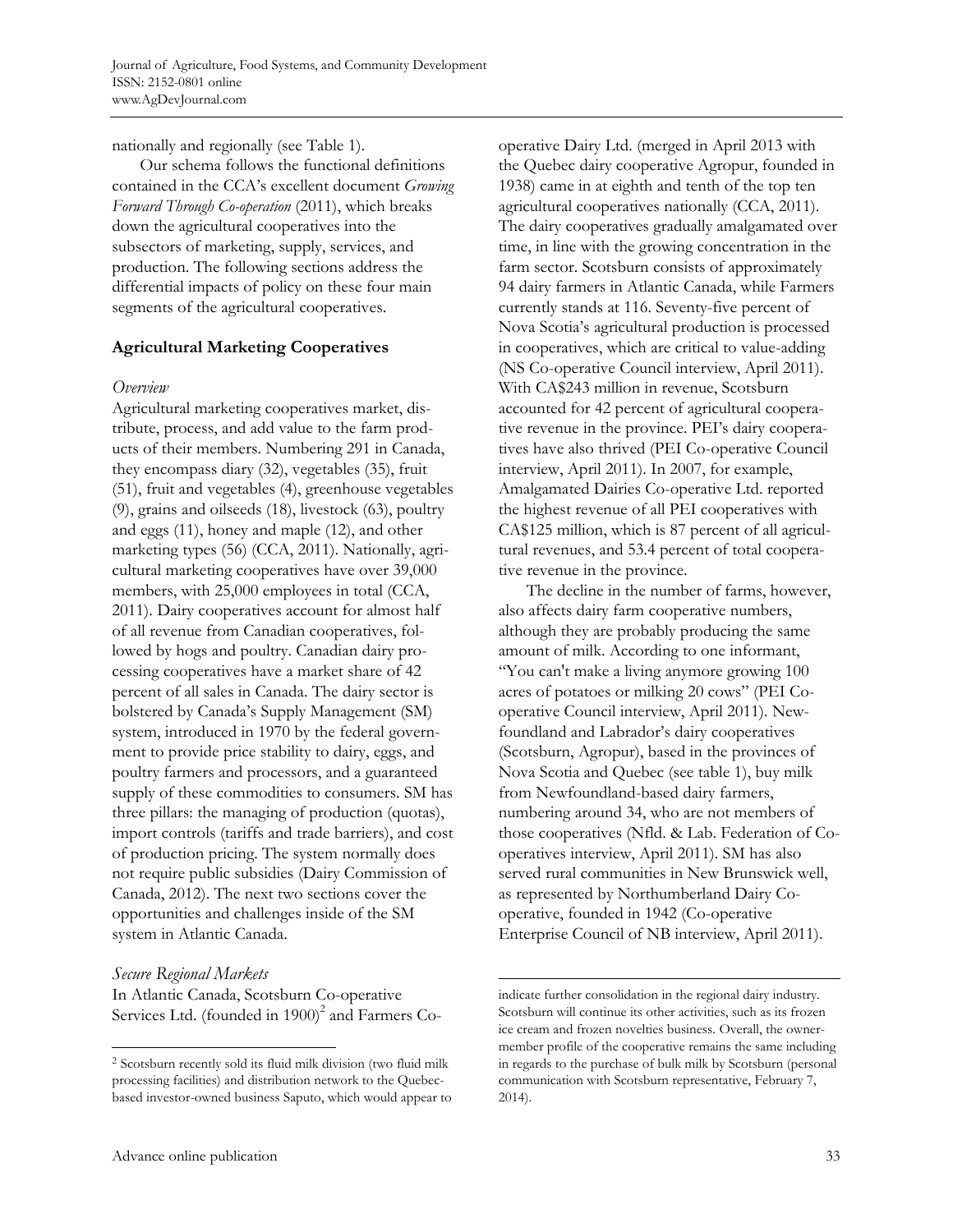nationally and regionally (see Table 1).

Our schema follows the functional definitions contained in the CCA's excellent document *Growing Forward Through Co-operation* (2011), which breaks down the agricultural cooperatives into the subsectors of marketing, supply, services, and production. The following sections address the differential impacts of policy on these four main segments of the agricultural cooperatives.

## Agricultural Marketing Cooperatives

### *Overview*

Agricultural marketing cooperatives market, distribute, process, and add value to the farm products of their members. Numbering 291 in Canada, they encompass diary (32), vegetables (35), fruit (51), fruit and vegetables (4), greenhouse vegetables (9), grains and oilseeds (18), livestock (63), poultry and eggs (11), honey and maple (12), and other marketing types (56) (CCA, 2011). Nationally, agricultural marketing cooperatives have over 39,000 members, with 25,000 employees in total (CCA, 2011). Dairy cooperatives account for almost half of all revenue from Canadian cooperatives, followed by hogs and poultry. Canadian dairy processing cooperatives have a market share of 42 percent of all sales in Canada. The dairy sector is bolstered by Canada's Supply Management (SM) system, introduced in 1970 by the federal government to provide price stability to dairy, eggs, and poultry farmers and processors, and a guaranteed supply of these commodities to consumers. SM has three pillars: the managing of production (quotas), import controls (tariffs and trade barriers), and cost of production pricing. The system normally does not require public subsidies (Dairy Commission of Canada, 2012). The next two sections cover the opportunities and challenges inside of the SM system in Atlantic Canada.

### *Secure Regional Markets*

In Atlantic Canada, Scotsburn Co-operative Services Ltd. (founded in 1900)[2] and Farmers Co-operative Dairy Ltd. (merged in April 2013 with the Quebec dairy cooperative Agropur, founded in 1938) came in at eighth and tenth of the top ten agricultural cooperatives nationally (CCA, 2011). The dairy cooperatives gradually amalgamated over time, in line with the growing concentration in the farm sector. Scotsburn consists of approximately 94 dairy farmers in Atlantic Canada, while Farmers currently stands at 116. Seventy-five percent of Nova Scotia's agricultural production is processed in cooperatives, which are critical to value-adding (NS Co-operative Council interview, April 2011). With CA$243 million in revenue, Scotsburn accounted for 42 percent of agricultural cooperative revenue in the province. PEI's dairy cooperatives have also thrived (PEI Co-operative Council interview, April 2011). In 2007, for example, Amalgamated Dairies Co-operative Ltd. reported the highest revenue of all PEI cooperatives with CA$125 million, which is 87 percent of all agricultural revenues, and 53.4 percent of total cooperative revenue in the province.

The decline in the number of farms, however, also affects dairy farm cooperative numbers, although they are probably producing the same amount of milk. According to one informant, "You can't make a living anymore growing 100 acres of potatoes or milking 20 cows" (PEI Co-operative Council interview, April 2011). Newfoundland and Labrador's dairy cooperatives (Scotsburn, Agropur), based in the provinces of Nova Scotia and Quebec (see table 1), buy milk from Newfoundland-based dairy farmers, numbering around 34, who are not members of those cooperatives (Nfld. & Lab. Federation of Co-operatives interview, April 2011). SM has also served rural communities in New Brunswick well, as represented by Northumberland Dairy Co-operative, founded in 1942 (Co-operative Enterprise Council of NB interview, April 2011).

---

[2] Scotsburn recently sold its fluid milk division (two fluid milk processing facilities) and distribution network to the Quebec-based investor-owned business Saputo, which would appear to indicate further consolidation in the regional dairy industry. Scotsburn will continue its other activities, such as its frozen ice cream and frozen novelties business. Overall, the owner-member profile of the cooperative remains the same including in regards to the purchase of bulk milk by Scotsburn (personal communication with Scotsburn representative, February 7, 2014).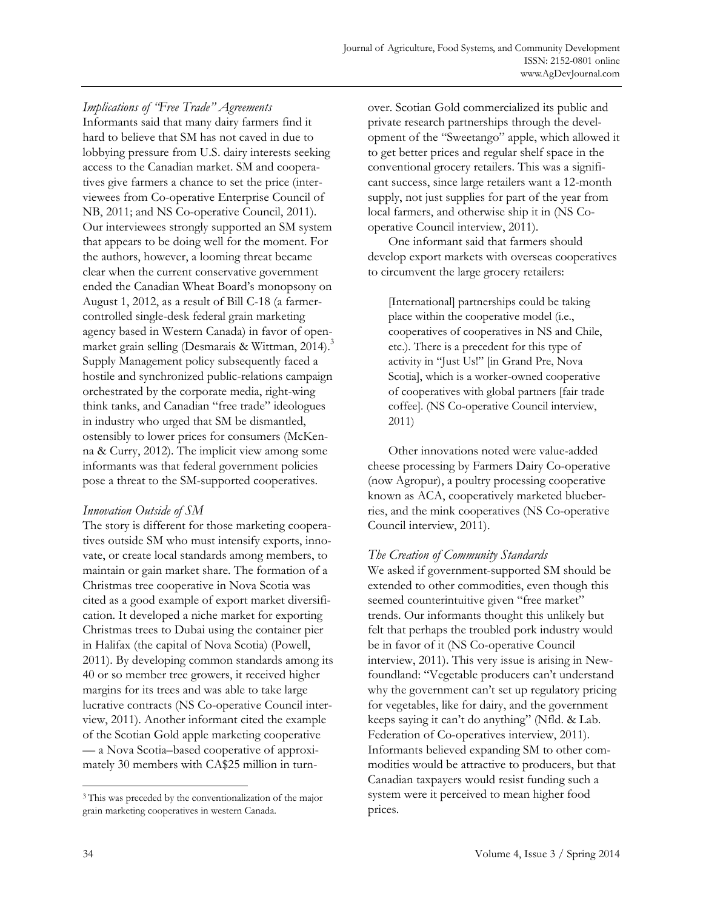### *Implications of "Free Trade" Agreements*

Informants said that many dairy farmers find it hard to believe that SM has not caved in due to lobbying pressure from U.S. dairy interests seeking access to the Canadian market. SM and cooperatives give farmers a chance to set the price (interviewees from Co-operative Enterprise Council of NB, 2011; and NS Co-operative Council, 2011). Our interviewees strongly supported an SM system that appears to be doing well for the moment. For the authors, however, a looming threat became clear when the current conservative government ended the Canadian Wheat Board's monopsony on August 1, 2012, as a result of Bill C-18 (a farmer-controlled single-desk federal grain marketing agency based in Western Canada) in favor of open-market grain selling (Desmarais & Wittman, 2014).[3] Supply Management policy subsequently faced a hostile and synchronized public-relations campaign orchestrated by the corporate media, right-wing think tanks, and Canadian "free trade" ideologues in industry who urged that SM be dismantled, ostensibly to lower prices for consumers (McKenna & Curry, 2012). The implicit view among some informants was that federal government policies pose a threat to the SM-supported cooperatives.

### *Innovation Outside of SM*

The story is different for those marketing cooperatives outside SM who must intensify exports, innovate, or create local standards among members, to maintain or gain market share. The formation of a Christmas tree cooperative in Nova Scotia was cited as a good example of export market diversification. It developed a niche market for exporting Christmas trees to Dubai using the container pier in Halifax (the capital of Nova Scotia) (Powell, 2011). By developing common standards among its 40 or so member tree growers, it received higher margins for its trees and was able to take large lucrative contracts (NS Co-operative Council interview, 2011). Another informant cited the example of the Scotian Gold apple marketing cooperative — a Nova Scotia–based cooperative of approximately 30 members with CA$25 million in turnover. Scotian Gold commercialized its public and private research partnerships through the development of the "Sweetango" apple, which allowed it to get better prices and regular shelf space in the conventional grocery retailers. This was a significant success, since large retailers want a 12-month supply, not just supplies for part of the year from local farmers, and otherwise ship it in (NS Co-operative Council interview, 2011).

One informant said that farmers should develop export markets with overseas cooperatives to circumvent the large grocery retailers:

> [International] partnerships could be taking place within the cooperative model (i.e., cooperatives of cooperatives in NS and Chile, etc.). There is a precedent for this type of activity in "Just Us!" [in Grand Pre, Nova Scotia], which is a worker-owned cooperative of cooperatives with global partners [fair trade coffee]. (NS Co-operative Council interview, 2011)

Other innovations noted were value-added cheese processing by Farmers Dairy Co-operative (now Agropur), a poultry processing cooperative known as ACA, cooperatively marketed blueberries, and the mink cooperatives (NS Co-operative Council interview, 2011).

### *The Creation of Community Standards*

We asked if government-supported SM should be extended to other commodities, even though this seemed counterintuitive given "free market" trends. Our informants thought this unlikely but felt that perhaps the troubled pork industry would be in favor of it (NS Co-operative Council interview, 2011). This very issue is arising in Newfoundland: "Vegetable producers can't understand why the government can't set up regulatory pricing for vegetables, like for dairy, and the government keeps saying it can't do anything" (Nfld. & Lab. Federation of Co-operatives interview, 2011). Informants believed expanding SM to other commodities would be attractive to producers, but that Canadian taxpayers would resist funding such a system were it perceived to mean higher food prices.

---

[3] This was preceded by the conventionalization of the major grain marketing cooperatives in western Canada.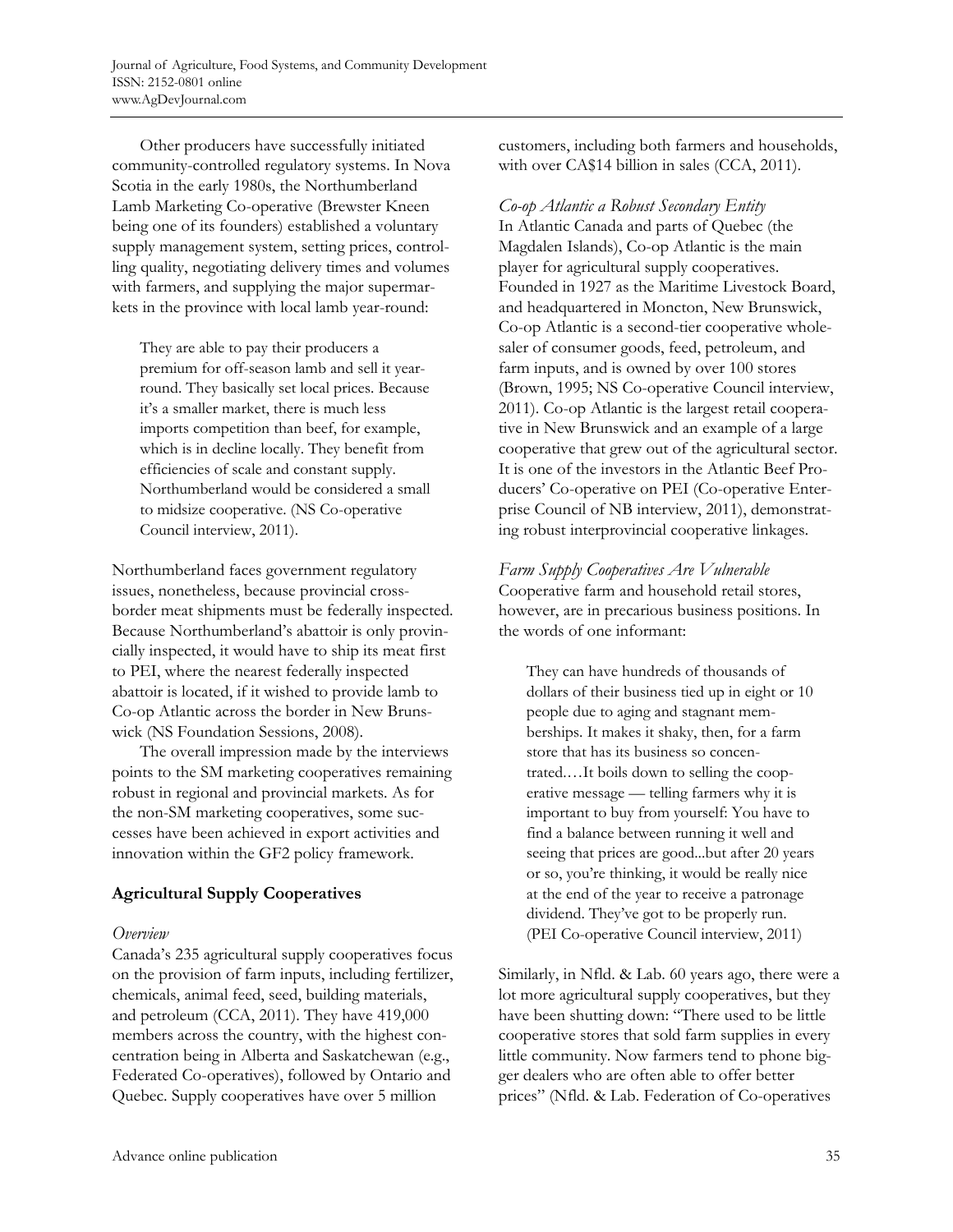Other producers have successfully initiated community-controlled regulatory systems. In Nova Scotia in the early 1980s, the Northumberland Lamb Marketing Co-operative (Brewster Kneen being one of its founders) established a voluntary supply management system, setting prices, controlling quality, negotiating delivery times and volumes with farmers, and supplying the major supermarkets in the province with local lamb year-round:

> They are able to pay their producers a premium for off-season lamb and sell it year-round. They basically set local prices. Because it's a smaller market, there is much less imports competition than beef, for example, which is in decline locally. They benefit from efficiencies of scale and constant supply. Northumberland would be considered a small to midsize cooperative. (NS Co-operative Council interview, 2011).

Northumberland faces government regulatory issues, nonetheless, because provincial cross-border meat shipments must be federally inspected. Because Northumberland's abattoir is only provincially inspected, it would have to ship its meat first to PEI, where the nearest federally inspected abattoir is located, if it wished to provide lamb to Co-op Atlantic across the border in New Brunswick (NS Foundation Sessions, 2008).

The overall impression made by the interviews points to the SM marketing cooperatives remaining robust in regional and provincial markets. As for the non-SM marketing cooperatives, some successes have been achieved in export activities and innovation within the GF2 policy framework.

## Agricultural Supply Cooperatives

### *Overview*

Canada's 235 agricultural supply cooperatives focus on the provision of farm inputs, including fertilizer, chemicals, animal feed, seed, building materials, and petroleum (CCA, 2011). They have 419,000 members across the country, with the highest concentration being in Alberta and Saskatchewan (e.g., Federated Co-operatives), followed by Ontario and Quebec. Supply cooperatives have over 5 million customers, including both farmers and households, with over CA$14 billion in sales (CCA, 2011).

### *Co-op Atlantic a Robust Secondary Entity*

In Atlantic Canada and parts of Quebec (the Magdalen Islands), Co-op Atlantic is the main player for agricultural supply cooperatives. Founded in 1927 as the Maritime Livestock Board, and headquartered in Moncton, New Brunswick, Co-op Atlantic is a second-tier cooperative wholesaler of consumer goods, feed, petroleum, and farm inputs, and is owned by over 100 stores (Brown, 1995; NS Co-operative Council interview, 2011). Co-op Atlantic is the largest retail cooperative in New Brunswick and an example of a large cooperative that grew out of the agricultural sector. It is one of the investors in the Atlantic Beef Producers' Co-operative on PEI (Co-operative Enterprise Council of NB interview, 2011), demonstrating robust interprovincial cooperative linkages.

### *Farm Supply Cooperatives Are Vulnerable*

Cooperative farm and household retail stores, however, are in precarious business positions. In the words of one informant:

> They can have hundreds of thousands of dollars of their business tied up in eight or 10 people due to aging and stagnant memberships. It makes it shaky, then, for a farm store that has its business so concentrated.…It boils down to selling the cooperative message — telling farmers why it is important to buy from yourself: You have to find a balance between running it well and seeing that prices are good...but after 20 years or so, you're thinking, it would be really nice at the end of the year to receive a patronage dividend. They've got to be properly run. (PEI Co-operative Council interview, 2011)

Similarly, in Nfld. & Lab. 60 years ago, there were a lot more agricultural supply cooperatives, but they have been shutting down: "There used to be little cooperative stores that sold farm supplies in every little community. Now farmers tend to phone bigger dealers who are often able to offer better prices" (Nfld. & Lab. Federation of Co-operatives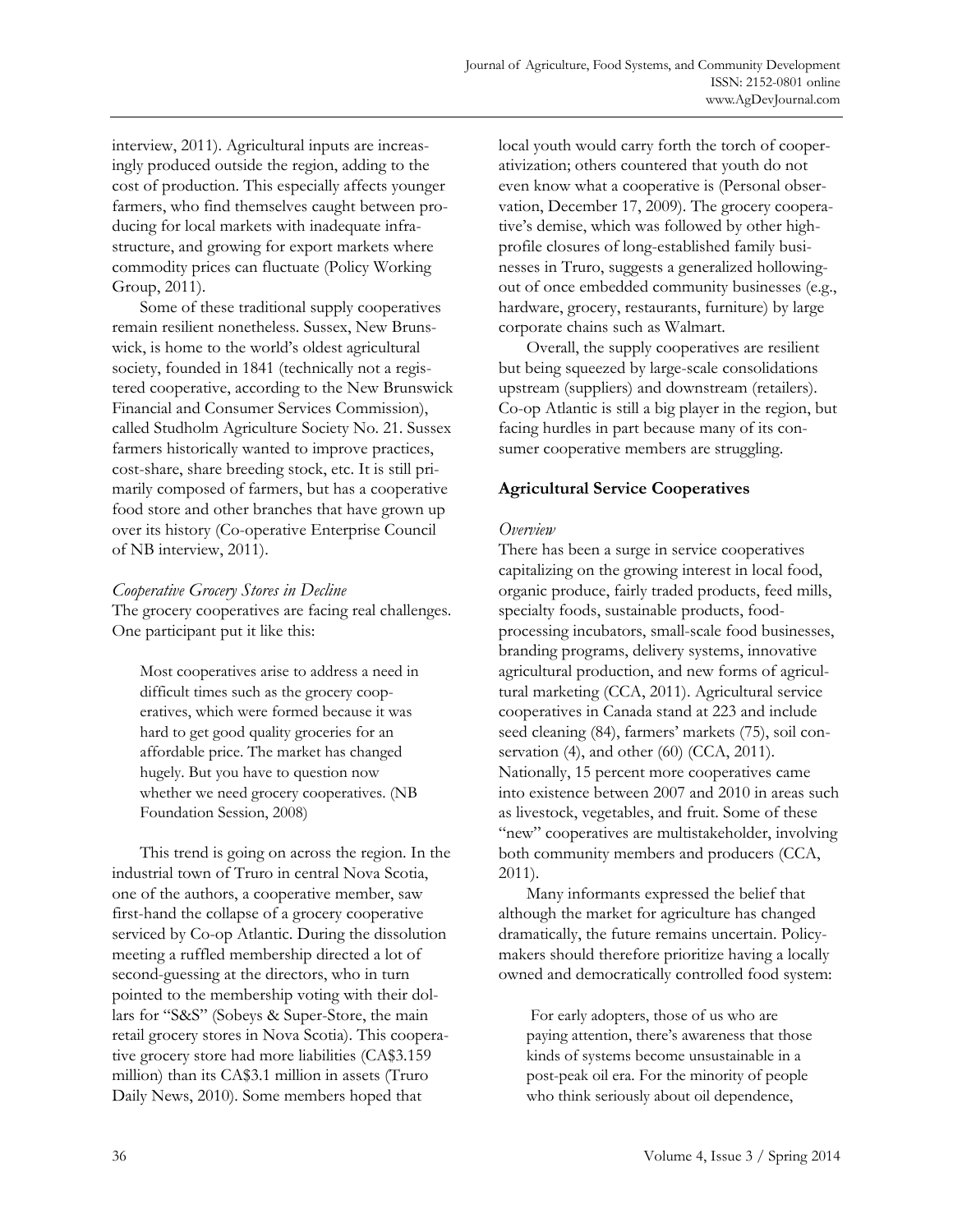interview, 2011). Agricultural inputs are increasingly produced outside the region, adding to the cost of production. This especially affects younger farmers, who find themselves caught between producing for local markets with inadequate infrastructure, and growing for export markets where commodity prices can fluctuate (Policy Working Group, 2011).

Some of these traditional supply cooperatives remain resilient nonetheless. Sussex, New Brunswick, is home to the world's oldest agricultural society, founded in 1841 (technically not a registered cooperative, according to the New Brunswick Financial and Consumer Services Commission), called Studholm Agriculture Society No. 21. Sussex farmers historically wanted to improve practices, cost-share, share breeding stock, etc. It is still primarily composed of farmers, but has a cooperative food store and other branches that have grown up over its history (Co-operative Enterprise Council of NB interview, 2011).

*Cooperative Grocery Stores in Decline*

The grocery cooperatives are facing real challenges. One participant put it like this:

> Most cooperatives arise to address a need in difficult times such as the grocery cooperatives, which were formed because it was hard to get good quality groceries for an affordable price. The market has changed hugely. But you have to question now whether we need grocery cooperatives. (NB Foundation Session, 2008)

This trend is going on across the region. In the industrial town of Truro in central Nova Scotia, one of the authors, a cooperative member, saw first-hand the collapse of a grocery cooperative serviced by Co-op Atlantic. During the dissolution meeting a ruffled membership directed a lot of second-guessing at the directors, who in turn pointed to the membership voting with their dollars for "S&S" (Sobeys & Super-Store, the main retail grocery stores in Nova Scotia). This cooperative grocery store had more liabilities (CA$3.159 million) than its CA$3.1 million in assets (Truro Daily News, 2010). Some members hoped that local youth would carry forth the torch of cooperativization; others countered that youth do not even know what a cooperative is (Personal observation, December 17, 2009). The grocery cooperative's demise, which was followed by other high-profile closures of long-established family businesses in Truro, suggests a generalized hollowing-out of once embedded community businesses (e.g., hardware, grocery, restaurants, furniture) by large corporate chains such as Walmart.

Overall, the supply cooperatives are resilient but being squeezed by large-scale consolidations upstream (suppliers) and downstream (retailers). Co-op Atlantic is still a big player in the region, but facing hurdles in part because many of its consumer cooperative members are struggling.

## Agricultural Service Cooperatives

*Overview*

There has been a surge in service cooperatives capitalizing on the growing interest in local food, organic produce, fairly traded products, feed mills, specialty foods, sustainable products, food-processing incubators, small-scale food businesses, branding programs, delivery systems, innovative agricultural production, and new forms of agricultural marketing (CCA, 2011). Agricultural service cooperatives in Canada stand at 223 and include seed cleaning (84), farmers' markets (75), soil conservation (4), and other (60) (CCA, 2011). Nationally, 15 percent more cooperatives came into existence between 2007 and 2010 in areas such as livestock, vegetables, and fruit. Some of these "new" cooperatives are multistakeholder, involving both community members and producers (CCA, 2011).

Many informants expressed the belief that although the market for agriculture has changed dramatically, the future remains uncertain. Policymakers should therefore prioritize having a locally owned and democratically controlled food system:

> For early adopters, those of us who are paying attention, there's awareness that those kinds of systems become unsustainable in a post-peak oil era. For the minority of people who think seriously about oil dependence,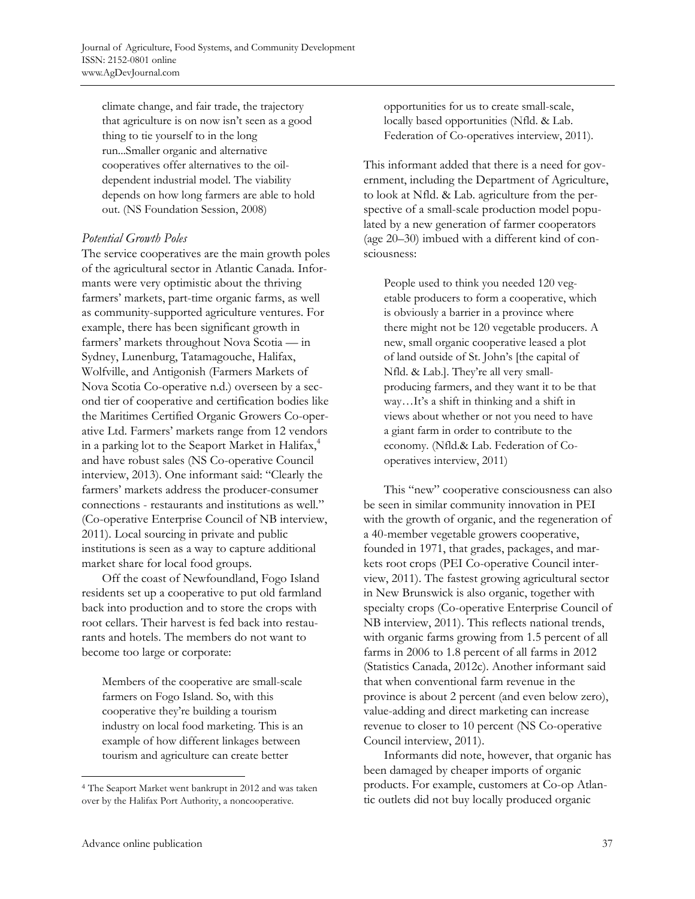climate change, and fair trade, the trajectory that agriculture is on now isn't seen as a good thing to tie yourself to in the long run...Smaller organic and alternative cooperatives offer alternatives to the oil-dependent industrial model. The viability depends on how long farmers are able to hold out. (NS Foundation Session, 2008)

### *Potential Growth Poles*

The service cooperatives are the main growth poles of the agricultural sector in Atlantic Canada. Informants were very optimistic about the thriving farmers' markets, part-time organic farms, as well as community-supported agriculture ventures. For example, there has been significant growth in farmers' markets throughout Nova Scotia — in Sydney, Lunenburg, Tatamagouche, Halifax, Wolfville, and Antigonish (Farmers Markets of Nova Scotia Co-operative n.d.) overseen by a second tier of cooperative and certification bodies like the Maritimes Certified Organic Growers Co-operative Ltd. Farmers' markets range from 12 vendors in a parking lot to the Seaport Market in Halifax,[4] and have robust sales (NS Co-operative Council interview, 2013). One informant said: "Clearly the farmers' markets address the producer-consumer connections - restaurants and institutions as well." (Co-operative Enterprise Council of NB interview, 2011). Local sourcing in private and public institutions is seen as a way to capture additional market share for local food groups.

Off the coast of Newfoundland, Fogo Island residents set up a cooperative to put old farmland back into production and to store the crops with root cellars. Their harvest is fed back into restaurants and hotels. The members do not want to become too large or corporate:

> Members of the cooperative are small-scale farmers on Fogo Island. So, with this cooperative they're building a tourism industry on local food marketing. This is an example of how different linkages between tourism and agriculture can create better opportunities for us to create small-scale, locally based opportunities (Nfld. & Lab. Federation of Co-operatives interview, 2011).

This informant added that there is a need for government, including the Department of Agriculture, to look at Nfld. & Lab. agriculture from the perspective of a small-scale production model populated by a new generation of farmer cooperators (age 20–30) imbued with a different kind of consciousness:

> People used to think you needed 120 vegetable producers to form a cooperative, which is obviously a barrier in a province where there might not be 120 vegetable producers. A new, small organic cooperative leased a plot of land outside of St. John's [the capital of Nfld. & Lab.]. They're all very small-producing farmers, and they want it to be that way…It's a shift in thinking and a shift in views about whether or not you need to have a giant farm in order to contribute to the economy. (Nfld.& Lab. Federation of Co-operatives interview, 2011)

This "new" cooperative consciousness can also be seen in similar community innovation in PEI with the growth of organic, and the regeneration of a 40-member vegetable growers cooperative, founded in 1971, that grades, packages, and markets root crops (PEI Co-operative Council interview, 2011). The fastest growing agricultural sector in New Brunswick is also organic, together with specialty crops (Co-operative Enterprise Council of NB interview, 2011). This reflects national trends, with organic farms growing from 1.5 percent of all farms in 2006 to 1.8 percent of all farms in 2012 (Statistics Canada, 2012c). Another informant said that when conventional farm revenue in the province is about 2 percent (and even below zero), value-adding and direct marketing can increase revenue to closer to 10 percent (NS Co-operative Council interview, 2011).

Informants did note, however, that organic has been damaged by cheaper imports of organic products. For example, customers at Co-op Atlantic outlets did not buy locally produced organic

[4] The Seaport Market went bankrupt in 2012 and was taken over by the Halifax Port Authority, a noncooperative.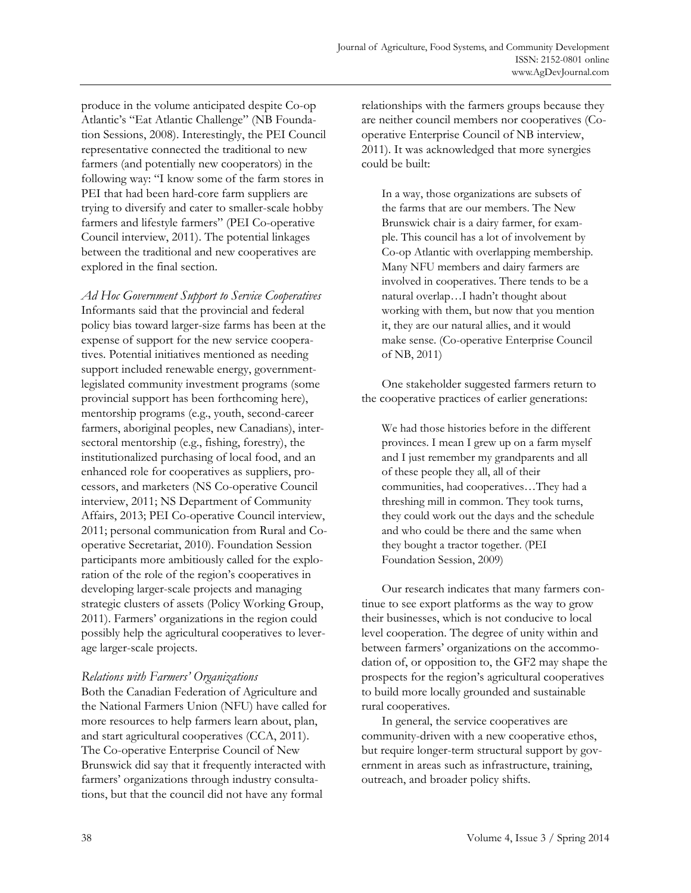produce in the volume anticipated despite Co-op Atlantic's "Eat Atlantic Challenge" (NB Foundation Sessions, 2008). Interestingly, the PEI Council representative connected the traditional to new farmers (and potentially new cooperators) in the following way: "I know some of the farm stores in PEI that had been hard-core farm suppliers are trying to diversify and cater to smaller-scale hobby farmers and lifestyle farmers" (PEI Co-operative Council interview, 2011). The potential linkages between the traditional and new cooperatives are explored in the final section.

*Ad Hoc Government Support to Service Cooperatives*

Informants said that the provincial and federal policy bias toward larger-size farms has been at the expense of support for the new service cooperatives. Potential initiatives mentioned as needing support included renewable energy, government-legislated community investment programs (some provincial support has been forthcoming here), mentorship programs (e.g., youth, second-career farmers, aboriginal peoples, new Canadians), inter-sectoral mentorship (e.g., fishing, forestry), the institutionalized purchasing of local food, and an enhanced role for cooperatives as suppliers, processors, and marketers (NS Co-operative Council interview, 2011; NS Department of Community Affairs, 2013; PEI Co-operative Council interview, 2011; personal communication from Rural and Co-operative Secretariat, 2010). Foundation Session participants more ambitiously called for the exploration of the role of the region's cooperatives in developing larger-scale projects and managing strategic clusters of assets (Policy Working Group, 2011). Farmers' organizations in the region could possibly help the agricultural cooperatives to leverage larger-scale projects.

*Relations with Farmers' Organizations*

Both the Canadian Federation of Agriculture and the National Farmers Union (NFU) have called for more resources to help farmers learn about, plan, and start agricultural cooperatives (CCA, 2011). The Co-operative Enterprise Council of New Brunswick did say that it frequently interacted with farmers' organizations through industry consultations, but that the council did not have any formal relationships with the farmers groups because they are neither council members nor cooperatives (Co-operative Enterprise Council of NB interview, 2011). It was acknowledged that more synergies could be built:

> In a way, those organizations are subsets of the farms that are our members. The New Brunswick chair is a dairy farmer, for example. This council has a lot of involvement by Co-op Atlantic with overlapping membership. Many NFU members and dairy farmers are involved in cooperatives. There tends to be a natural overlap…I hadn't thought about working with them, but now that you mention it, they are our natural allies, and it would make sense. (Co-operative Enterprise Council of NB, 2011)

One stakeholder suggested farmers return to the cooperative practices of earlier generations:

> We had those histories before in the different provinces. I mean I grew up on a farm myself and I just remember my grandparents and all of these people they all, all of their communities, had cooperatives…They had a threshing mill in common. They took turns, they could work out the days and the schedule and who could be there and the same when they bought a tractor together. (PEI Foundation Session, 2009)

Our research indicates that many farmers continue to see export platforms as the way to grow their businesses, which is not conducive to local level cooperation. The degree of unity within and between farmers' organizations on the accommodation of, or opposition to, the GF2 may shape the prospects for the region's agricultural cooperatives to build more locally grounded and sustainable rural cooperatives.

In general, the service cooperatives are community-driven with a new cooperative ethos, but require longer-term structural support by government in areas such as infrastructure, training, outreach, and broader policy shifts.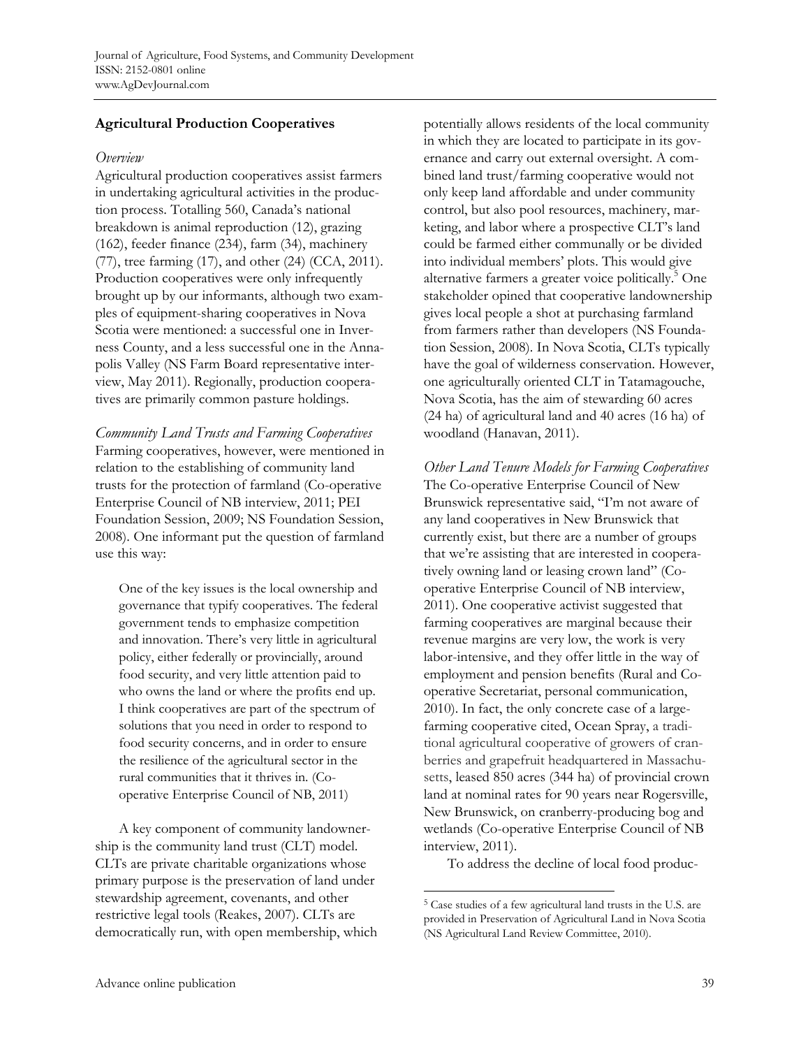## Agricultural Production Cooperatives

*Overview*

Agricultural production cooperatives assist farmers in undertaking agricultural activities in the production process. Totalling 560, Canada's national breakdown is animal reproduction (12), grazing (162), feeder finance (234), farm (34), machinery (77), tree farming (17), and other (24) (CCA, 2011). Production cooperatives were only infrequently brought up by our informants, although two examples of equipment-sharing cooperatives in Nova Scotia were mentioned: a successful one in Inverness County, and a less successful one in the Annapolis Valley (NS Farm Board representative interview, May 2011). Regionally, production cooperatives are primarily common pasture holdings.

*Community Land Trusts and Farming Cooperatives*

Farming cooperatives, however, were mentioned in relation to the establishing of community land trusts for the protection of farmland (Co-operative Enterprise Council of NB interview, 2011; PEI Foundation Session, 2009; NS Foundation Session, 2008). One informant put the question of farmland use this way:

> One of the key issues is the local ownership and governance that typify cooperatives. The federal government tends to emphasize competition and innovation. There's very little in agricultural policy, either federally or provincially, around food security, and very little attention paid to who owns the land or where the profits end up. I think cooperatives are part of the spectrum of solutions that you need in order to respond to food security concerns, and in order to ensure the resilience of the agricultural sector in the rural communities that it thrives in. (Co-operative Enterprise Council of NB, 2011)

A key component of community landownership is the community land trust (CLT) model. CLTs are private charitable organizations whose primary purpose is the preservation of land under stewardship agreement, covenants, and other restrictive legal tools (Reakes, 2007). CLTs are democratically run, with open membership, which potentially allows residents of the local community in which they are located to participate in its governance and carry out external oversight. A combined land trust/farming cooperative would not only keep land affordable and under community control, but also pool resources, machinery, marketing, and labor where a prospective CLT's land could be farmed either communally or be divided into individual members' plots. This would give alternative farmers a greater voice politically.[5] One stakeholder opined that cooperative landownership gives local people a shot at purchasing farmland from farmers rather than developers (NS Foundation Session, 2008). In Nova Scotia, CLTs typically have the goal of wilderness conservation. However, one agriculturally oriented CLT in Tatamagouche, Nova Scotia, has the aim of stewarding 60 acres (24 ha) of agricultural land and 40 acres (16 ha) of woodland (Hanavan, 2011).

*Other Land Tenure Models for Farming Cooperatives*

The Co-operative Enterprise Council of New Brunswick representative said, "I'm not aware of any land cooperatives in New Brunswick that currently exist, but there are a number of groups that we're assisting that are interested in cooperatively owning land or leasing crown land" (Co-operative Enterprise Council of NB interview, 2011). One cooperative activist suggested that farming cooperatives are marginal because their revenue margins are very low, the work is very labor-intensive, and they offer little in the way of employment and pension benefits (Rural and Co-operative Secretariat, personal communication, 2010). In fact, the only concrete case of a large-farming cooperative cited, Ocean Spray, a traditional agricultural cooperative of growers of cranberries and grapefruit headquartered in Massachusetts, leased 850 acres (344 ha) of provincial crown land at nominal rates for 90 years near Rogersville, New Brunswick, on cranberry-producing bog and wetlands (Co-operative Enterprise Council of NB interview, 2011).

To address the decline of local food produc-

[5] Case studies of a few agricultural land trusts in the U.S. are provided in Preservation of Agricultural Land in Nova Scotia (NS Agricultural Land Review Committee, 2010).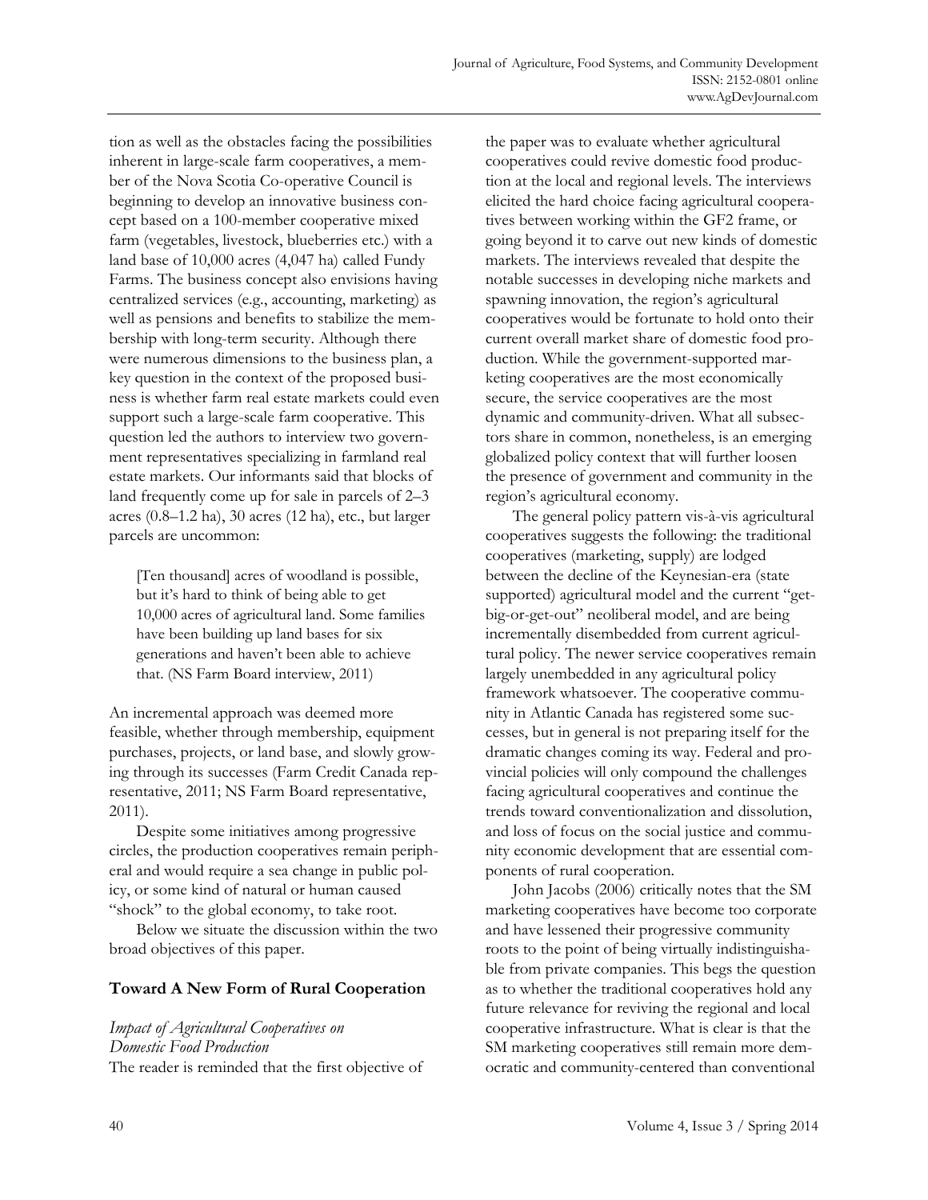tion as well as the obstacles facing the possibilities inherent in large-scale farm cooperatives, a member of the Nova Scotia Co-operative Council is beginning to develop an innovative business concept based on a 100-member cooperative mixed farm (vegetables, livestock, blueberries etc.) with a land base of 10,000 acres (4,047 ha) called Fundy Farms. The business concept also envisions having centralized services (e.g., accounting, marketing) as well as pensions and benefits to stabilize the membership with long-term security. Although there were numerous dimensions to the business plan, a key question in the context of the proposed business is whether farm real estate markets could even support such a large-scale farm cooperative. This question led the authors to interview two government representatives specializing in farmland real estate markets. Our informants said that blocks of land frequently come up for sale in parcels of 2–3 acres (0.8–1.2 ha), 30 acres (12 ha), etc., but larger parcels are uncommon:

> [Ten thousand] acres of woodland is possible, but it's hard to think of being able to get 10,000 acres of agricultural land. Some families have been building up land bases for six generations and haven't been able to achieve that. (NS Farm Board interview, 2011)

An incremental approach was deemed more feasible, whether through membership, equipment purchases, projects, or land base, and slowly growing through its successes (Farm Credit Canada representative, 2011; NS Farm Board representative, 2011).

Despite some initiatives among progressive circles, the production cooperatives remain peripheral and would require a sea change in public policy, or some kind of natural or human caused "shock" to the global economy, to take root.

Below we situate the discussion within the two broad objectives of this paper.

## Toward A New Form of Rural Cooperation

### *Impact of Agricultural Cooperatives on Domestic Food Production*

The reader is reminded that the first objective of the paper was to evaluate whether agricultural cooperatives could revive domestic food production at the local and regional levels. The interviews elicited the hard choice facing agricultural cooperatives between working within the GF2 frame, or going beyond it to carve out new kinds of domestic markets. The interviews revealed that despite the notable successes in developing niche markets and spawning innovation, the region's agricultural cooperatives would be fortunate to hold onto their current overall market share of domestic food production. While the government-supported marketing cooperatives are the most economically secure, the service cooperatives are the most dynamic and community-driven. What all subsectors share in common, nonetheless, is an emerging globalized policy context that will further loosen the presence of government and community in the region's agricultural economy.

The general policy pattern vis-à-vis agricultural cooperatives suggests the following: the traditional cooperatives (marketing, supply) are lodged between the decline of the Keynesian-era (state supported) agricultural model and the current "get-big-or-get-out" neoliberal model, and are being incrementally disembedded from current agricultural policy. The newer service cooperatives remain largely unembedded in any agricultural policy framework whatsoever. The cooperative community in Atlantic Canada has registered some successes, but in general is not preparing itself for the dramatic changes coming its way. Federal and provincial policies will only compound the challenges facing agricultural cooperatives and continue the trends toward conventionalization and dissolution, and loss of focus on the social justice and community economic development that are essential components of rural cooperation.

John Jacobs (2006) critically notes that the SM marketing cooperatives have become too corporate and have lessened their progressive community roots to the point of being virtually indistinguishable from private companies. This begs the question as to whether the traditional cooperatives hold any future relevance for reviving the regional and local cooperative infrastructure. What is clear is that the SM marketing cooperatives still remain more democratic and community-centered than conventional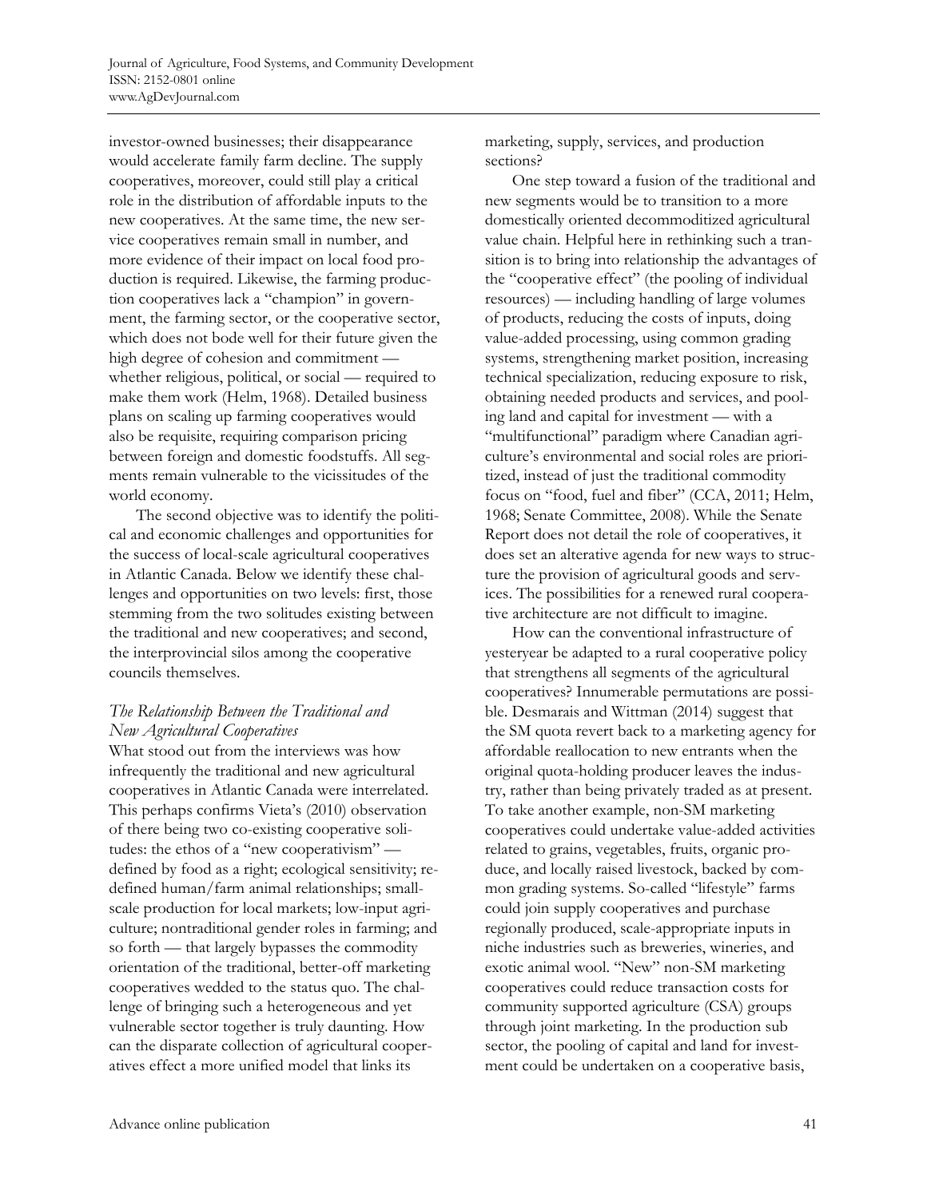investor-owned businesses; their disappearance would accelerate family farm decline. The supply cooperatives, moreover, could still play a critical role in the distribution of affordable inputs to the new cooperatives. At the same time, the new service cooperatives remain small in number, and more evidence of their impact on local food production is required. Likewise, the farming production cooperatives lack a "champion" in government, the farming sector, or the cooperative sector, which does not bode well for their future given the high degree of cohesion and commitment — whether religious, political, or social — required to make them work (Helm, 1968). Detailed business plans on scaling up farming cooperatives would also be requisite, requiring comparison pricing between foreign and domestic foodstuffs. All segments remain vulnerable to the vicissitudes of the world economy.

The second objective was to identify the political and economic challenges and opportunities for the success of local-scale agricultural cooperatives in Atlantic Canada. Below we identify these challenges and opportunities on two levels: first, those stemming from the two solitudes existing between the traditional and new cooperatives; and second, the interprovincial silos among the cooperative councils themselves.

### *The Relationship Between the Traditional and New Agricultural Cooperatives*

What stood out from the interviews was how infrequently the traditional and new agricultural cooperatives in Atlantic Canada were interrelated. This perhaps confirms Vieta's (2010) observation of there being two co-existing cooperative solitudes: the ethos of a "new cooperativism" — defined by food as a right; ecological sensitivity; redefined human/farm animal relationships; small-scale production for local markets; low-input agriculture; nontraditional gender roles in farming; and so forth — that largely bypasses the commodity orientation of the traditional, better-off marketing cooperatives wedded to the status quo. The challenge of bringing such a heterogeneous and yet vulnerable sector together is truly daunting. How can the disparate collection of agricultural cooperatives effect a more unified model that links its marketing, supply, services, and production sections?

One step toward a fusion of the traditional and new segments would be to transition to a more domestically oriented decommoditized agricultural value chain. Helpful here in rethinking such a transition is to bring into relationship the advantages of the "cooperative effect" (the pooling of individual resources) — including handling of large volumes of products, reducing the costs of inputs, doing value-added processing, using common grading systems, strengthening market position, increasing technical specialization, reducing exposure to risk, obtaining needed products and services, and pooling land and capital for investment — with a "multifunctional" paradigm where Canadian agriculture's environmental and social roles are prioritized, instead of just the traditional commodity focus on "food, fuel and fiber" (CCA, 2011; Helm, 1968; Senate Committee, 2008). While the Senate Report does not detail the role of cooperatives, it does set an alterative agenda for new ways to structure the provision of agricultural goods and services. The possibilities for a renewed rural cooperative architecture are not difficult to imagine.

How can the conventional infrastructure of yesteryear be adapted to a rural cooperative policy that strengthens all segments of the agricultural cooperatives? Innumerable permutations are possible. Desmarais and Wittman (2014) suggest that the SM quota revert back to a marketing agency for affordable reallocation to new entrants when the original quota-holding producer leaves the industry, rather than being privately traded as at present. To take another example, non-SM marketing cooperatives could undertake value-added activities related to grains, vegetables, fruits, organic produce, and locally raised livestock, backed by common grading systems. So-called "lifestyle" farms could join supply cooperatives and purchase regionally produced, scale-appropriate inputs in niche industries such as breweries, wineries, and exotic animal wool. "New" non-SM marketing cooperatives could reduce transaction costs for community supported agriculture (CSA) groups through joint marketing. In the production sub sector, the pooling of capital and land for investment could be undertaken on a cooperative basis,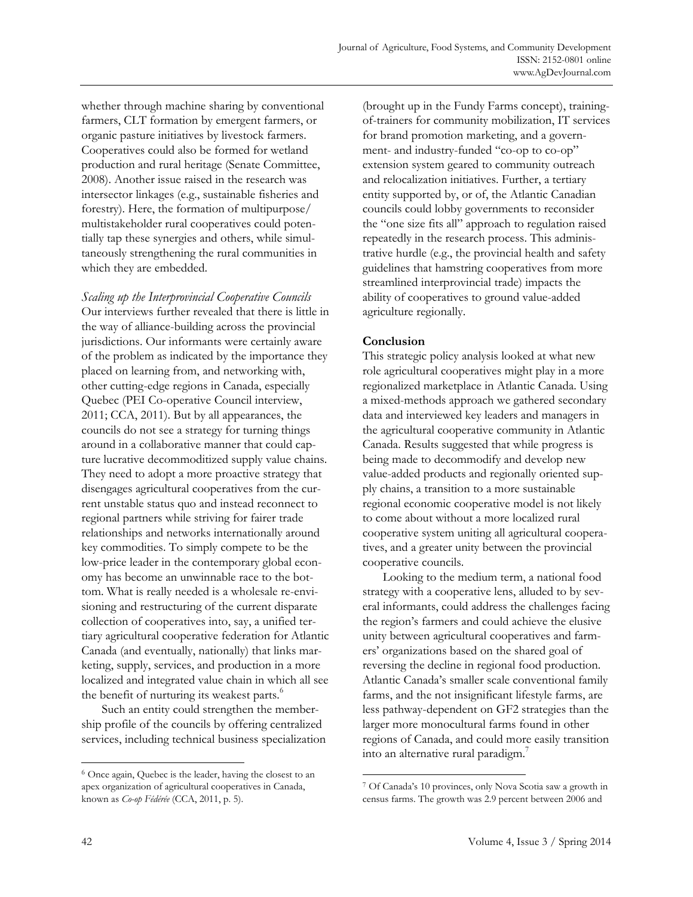whether through machine sharing by conventional farmers, CLT formation by emergent farmers, or organic pasture initiatives by livestock farmers. Cooperatives could also be formed for wetland production and rural heritage (Senate Committee, 2008). Another issue raised in the research was intersector linkages (e.g., sustainable fisheries and forestry). Here, the formation of multipurpose/multistakeholder rural cooperatives could potentially tap these synergies and others, while simultaneously strengthening the rural communities in which they are embedded.

*Scaling up the Interprovincial Cooperative Councils*

Our interviews further revealed that there is little in the way of alliance-building across the provincial jurisdictions. Our informants were certainly aware of the problem as indicated by the importance they placed on learning from, and networking with, other cutting-edge regions in Canada, especially Quebec (PEI Co-operative Council interview, 2011; CCA, 2011). But by all appearances, the councils do not see a strategy for turning things around in a collaborative manner that could capture lucrative decommoditized supply value chains. They need to adopt a more proactive strategy that disengages agricultural cooperatives from the current unstable status quo and instead reconnect to regional partners while striving for fairer trade relationships and networks internationally around key commodities. To simply compete to be the low-price leader in the contemporary global economy has become an unwinnable race to the bottom. What is really needed is a wholesale re-envisioning and restructuring of the current disparate collection of cooperatives into, say, a unified tertiary agricultural cooperative federation for Atlantic Canada (and eventually, nationally) that links marketing, supply, services, and production in a more localized and integrated value chain in which all see the benefit of nurturing its weakest parts.[6]

Such an entity could strengthen the membership profile of the councils by offering centralized services, including technical business specialization (brought up in the Fundy Farms concept), training-of-trainers for community mobilization, IT services for brand promotion marketing, and a government- and industry-funded "co-op to co-op" extension system geared to community outreach and relocalization initiatives. Further, a tertiary entity supported by, or of, the Atlantic Canadian councils could lobby governments to reconsider the "one size fits all" approach to regulation raised repeatedly in the research process. This administrative hurdle (e.g., the provincial health and safety guidelines that hamstring cooperatives from more streamlined interprovincial trade) impacts the ability of cooperatives to ground value-added agriculture regionally.

## Conclusion

This strategic policy analysis looked at what new role agricultural cooperatives might play in a more regionalized marketplace in Atlantic Canada. Using a mixed-methods approach we gathered secondary data and interviewed key leaders and managers in the agricultural cooperative community in Atlantic Canada. Results suggested that while progress is being made to decommodify and develop new value-added products and regionally oriented supply chains, a transition to a more sustainable regional economic cooperative model is not likely to come about without a more localized rural cooperative system uniting all agricultural cooperatives, and a greater unity between the provincial cooperative councils.

Looking to the medium term, a national food strategy with a cooperative lens, alluded to by several informants, could address the challenges facing the region's farmers and could achieve the elusive unity between agricultural cooperatives and farmers' organizations based on the shared goal of reversing the decline in regional food production. Atlantic Canada's smaller scale conventional family farms, and the not insignificant lifestyle farms, are less pathway-dependent on GF2 strategies than the larger more monocultural farms found in other regions of Canada, and could more easily transition into an alternative rural paradigm.[7]

---

[6] Once again, Quebec is the leader, having the closest to an apex organization of agricultural cooperatives in Canada, known as *Co-op Fédérée* (CCA, 2011, p. 5).

[7] Of Canada's 10 provinces, only Nova Scotia saw a growth in census farms. The growth was 2.9 percent between 2006 and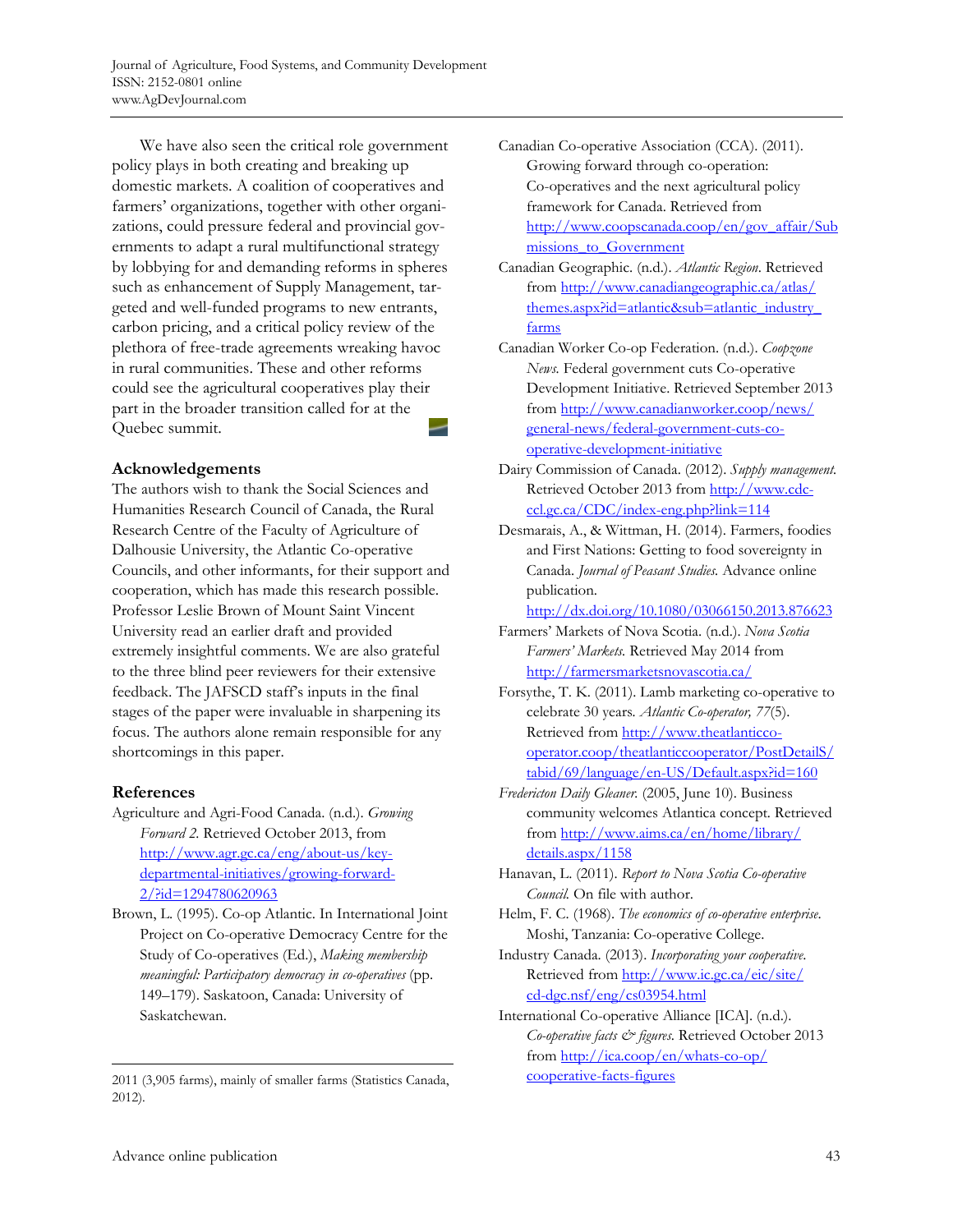We have also seen the critical role government policy plays in both creating and breaking up domestic markets. A coalition of cooperatives and farmers' organizations, together with other organizations, could pressure federal and provincial governments to adapt a rural multifunctional strategy by lobbying for and demanding reforms in spheres such as enhancement of Supply Management, targeted and well-funded programs to new entrants, carbon pricing, and a critical policy review of the plethora of free-trade agreements wreaking havoc in rural communities. These and other reforms could see the agricultural cooperatives play their part in the broader transition called for at the Quebec summit.

## Acknowledgements

The authors wish to thank the Social Sciences and Humanities Research Council of Canada, the Rural Research Centre of the Faculty of Agriculture of Dalhousie University, the Atlantic Co-operative Councils, and other informants, for their support and cooperation, which has made this research possible. Professor Leslie Brown of Mount Saint Vincent University read an earlier draft and provided extremely insightful comments. We are also grateful to the three blind peer reviewers for their extensive feedback. The JAFSCD staff's inputs in the final stages of the paper were invaluable in sharpening its focus. The authors alone remain responsible for any shortcomings in this paper.

## References

Agriculture and Agri-Food Canada. (n.d.). *Growing Forward 2.* Retrieved October 2013, from http://www.agr.gc.ca/eng/about-us/key-departmental-initiatives/growing-forward-2/?id=1294780620963

Brown, L. (1995). Co-op Atlantic. In International Joint Project on Co-operative Democracy Centre for the Study of Co-operatives (Ed.), *Making membership meaningful: Participatory democracy in co-operatives* (pp. 149–179). Saskatoon, Canada: University of Saskatchewan.

Canadian Co-operative Association (CCA). (2011). Growing forward through co-operation: Co-operatives and the next agricultural policy framework for Canada. Retrieved from http://www.coopscanada.coop/en/gov_affair/Submissions_to_Government

Canadian Geographic. (n.d.). *Atlantic Region.* Retrieved from http://www.canadiangeographic.ca/atlas/themes.aspx?id=atlantic&sub=atlantic_industry_farms

Canadian Worker Co-op Federation. (n.d.). *Coopzone News.* Federal government cuts Co-operative Development Initiative. Retrieved September 2013 from http://www.canadianworker.coop/news/general-news/federal-government-cuts-co-operative-development-initiative

Dairy Commission of Canada. (2012). *Supply management.* Retrieved October 2013 from http://www.cdc-ccl.gc.ca/CDC/index-eng.php?link=114

Desmarais, A., & Wittman, H. (2014). Farmers, foodies and First Nations: Getting to food sovereignty in Canada. *Journal of Peasant Studies.* Advance online publication. http://dx.doi.org/10.1080/03066150.2013.876623

Farmers' Markets of Nova Scotia. (n.d.). *Nova Scotia Farmers' Markets.* Retrieved May 2014 from http://farmersmarketsnovascotia.ca/

Forsythe, T. K. (2011). Lamb marketing co-operative to celebrate 30 years. *Atlantic Co-operator, 77*(5). Retrieved from http://www.theatlanticco-operator.coop/theatlanticcooperator/PostDetailS/tabid/69/language/en-US/Default.aspx?id=160

*Fredericton Daily Gleaner.* (2005, June 10). Business community welcomes Atlantica concept. Retrieved from http://www.aims.ca/en/home/library/details.aspx/1158

Hanavan, L. (2011). *Report to Nova Scotia Co-operative Council.* On file with author.

Helm, F. C. (1968). *The economics of co-operative enterprise.* Moshi, Tanzania: Co-operative College.

Industry Canada. (2013). *Incorporating your cooperative.* Retrieved from http://www.ic.gc.ca/eic/site/cd-dgc.nsf/eng/cs03954.html

International Co-operative Alliance [ICA]. (n.d.). *Co-operative facts & figures.* Retrieved October 2013 from http://ica.coop/en/whats-co-op/cooperative-facts-figures

---

2011 (3,905 farms), mainly of smaller farms (Statistics Canada, 2012).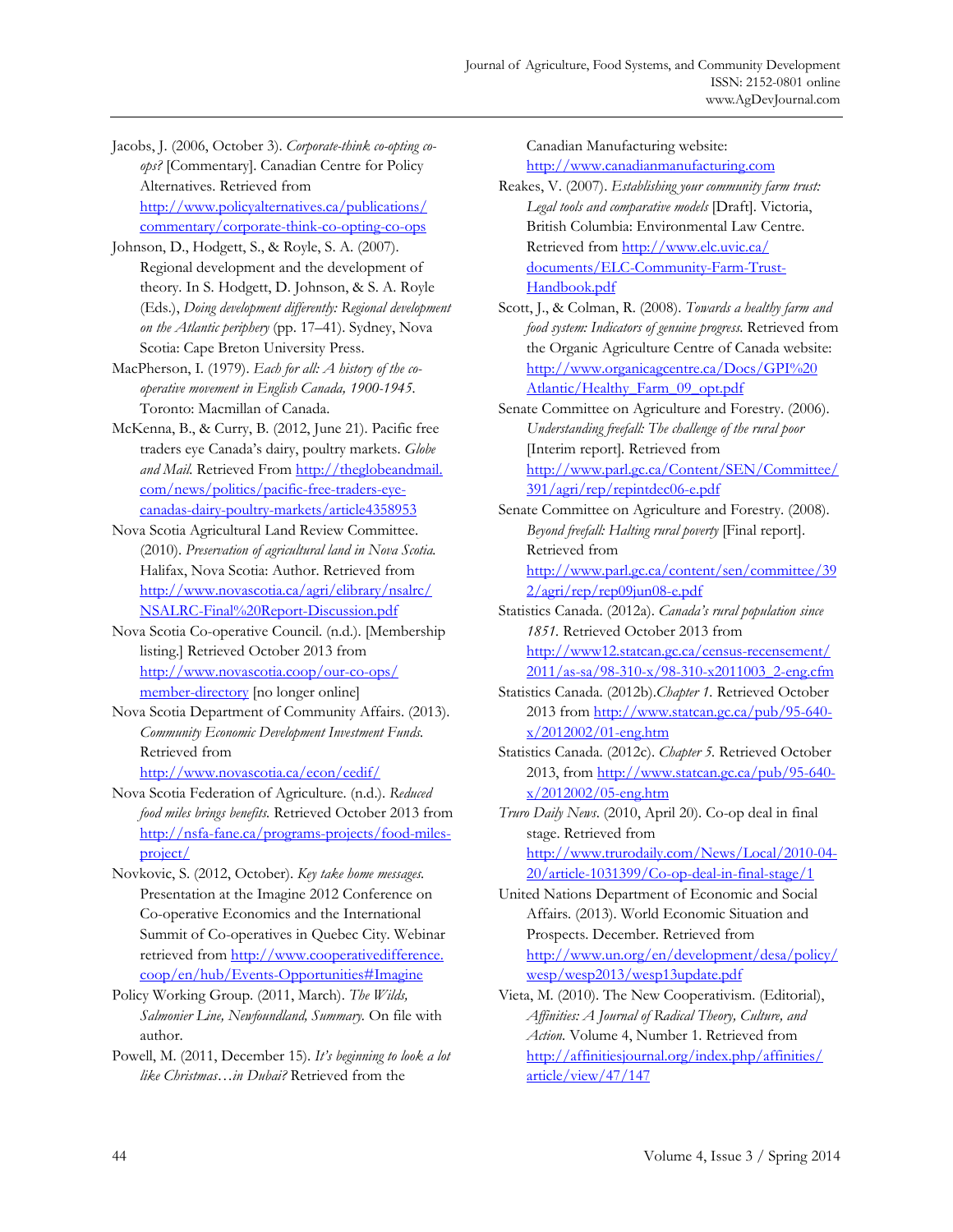Jacobs, J. (2006, October 3). *Corporate-think co-opting co-ops?* [Commentary]. Canadian Centre for Policy Alternatives. Retrieved from http://www.policyalternatives.ca/publications/commentary/corporate-think-co-opting-co-ops

Johnson, D., Hodgett, S., & Royle, S. A. (2007). Regional development and the development of theory. In S. Hodgett, D. Johnson, & S. A. Royle (Eds.), *Doing development differently: Regional development on the Atlantic periphery* (pp. 17–41). Sydney, Nova Scotia: Cape Breton University Press.

MacPherson, I. (1979). *Each for all: A history of the co-operative movement in English Canada, 1900-1945.* Toronto: Macmillan of Canada.

McKenna, B., & Curry, B. (2012, June 21). Pacific free traders eye Canada's dairy, poultry markets. *Globe and Mail.* Retrieved From http://theglobeandmail.com/news/politics/pacific-free-traders-eye-canadas-dairy-poultry-markets/article4358953

Nova Scotia Agricultural Land Review Committee. (2010). *Preservation of agricultural land in Nova Scotia.* Halifax, Nova Scotia: Author. Retrieved from http://www.novascotia.ca/agri/elibrary/nsalrc/NSALRC-Final%20Report-Discussion.pdf

Nova Scotia Co-operative Council. (n.d.). [Membership listing.] Retrieved October 2013 from http://www.novascotia.coop/our-co-ops/member-directory [no longer online]

Nova Scotia Department of Community Affairs. (2013). *Community Economic Development Investment Funds.* Retrieved from http://www.novascotia.ca/econ/cedif/

Nova Scotia Federation of Agriculture. (n.d.). *Reduced food miles brings benefits.* Retrieved October 2013 from http://nsfa-fane.ca/programs-projects/food-miles-project/

Novkovic, S. (2012, October). *Key take home messages.* Presentation at the Imagine 2012 Conference on Co-operative Economics and the International Summit of Co-operatives in Quebec City. Webinar retrieved from http://www.cooperativedifference.coop/en/hub/Events-Opportunities#Imagine

Policy Working Group. (2011, March). *The Wilds, Salmonier Line, Newfoundland, Summary.* On file with author.

Powell, M. (2011, December 15). *It's beginning to look a lot like Christmas…in Dubai?* Retrieved from the Canadian Manufacturing website: http://www.canadianmanufacturing.com

Reakes, V. (2007). *Establishing your community farm trust: Legal tools and comparative models* [Draft]. Victoria, British Columbia: Environmental Law Centre. Retrieved from http://www.elc.uvic.ca/documents/ELC-Community-Farm-Trust-Handbook.pdf

Scott, J., & Colman, R. (2008). *Towards a healthy farm and food system: Indicators of genuine progress.* Retrieved from the Organic Agriculture Centre of Canada website: http://www.organicagcentre.ca/Docs/GPI%20Atlantic/Healthy_Farm_09_opt.pdf

Senate Committee on Agriculture and Forestry. (2006). *Understanding freefall: The challenge of the rural poor* [Interim report]. Retrieved from http://www.parl.gc.ca/Content/SEN/Committee/391/agri/rep/repintdec06-e.pdf

Senate Committee on Agriculture and Forestry. (2008). *Beyond freefall: Halting rural poverty* [Final report]. Retrieved from http://www.parl.gc.ca/content/sen/committee/392/agri/rep/rep09jun08-e.pdf

Statistics Canada. (2012a). *Canada's rural population since 1851.* Retrieved October 2013 from http://www12.statcan.gc.ca/census-recensement/2011/as-sa/98-310-x/98-310-x2011003_2-eng.cfm

Statistics Canada. (2012b).*Chapter 1.* Retrieved October 2013 from http://www.statcan.gc.ca/pub/95-640-x/2012002/01-eng.htm

Statistics Canada. (2012c). *Chapter 5.* Retrieved October 2013, from http://www.statcan.gc.ca/pub/95-640-x/2012002/05-eng.htm

*Truro Daily News*. (2010, April 20). Co-op deal in final stage. Retrieved from http://www.trurodaily.com/News/Local/2010-04-20/article-1031399/Co-op-deal-in-final-stage/1

United Nations Department of Economic and Social Affairs. (2013). World Economic Situation and Prospects. December. Retrieved from http://www.un.org/en/development/desa/policy/wesp/wesp2013/wesp13update.pdf

Vieta, M. (2010). The New Cooperativism. (Editorial), *Affinities: A Journal of Radical Theory, Culture, and Action.* Volume 4, Number 1. Retrieved from http://affinitiesjournal.org/index.php/affinities/article/view/47/147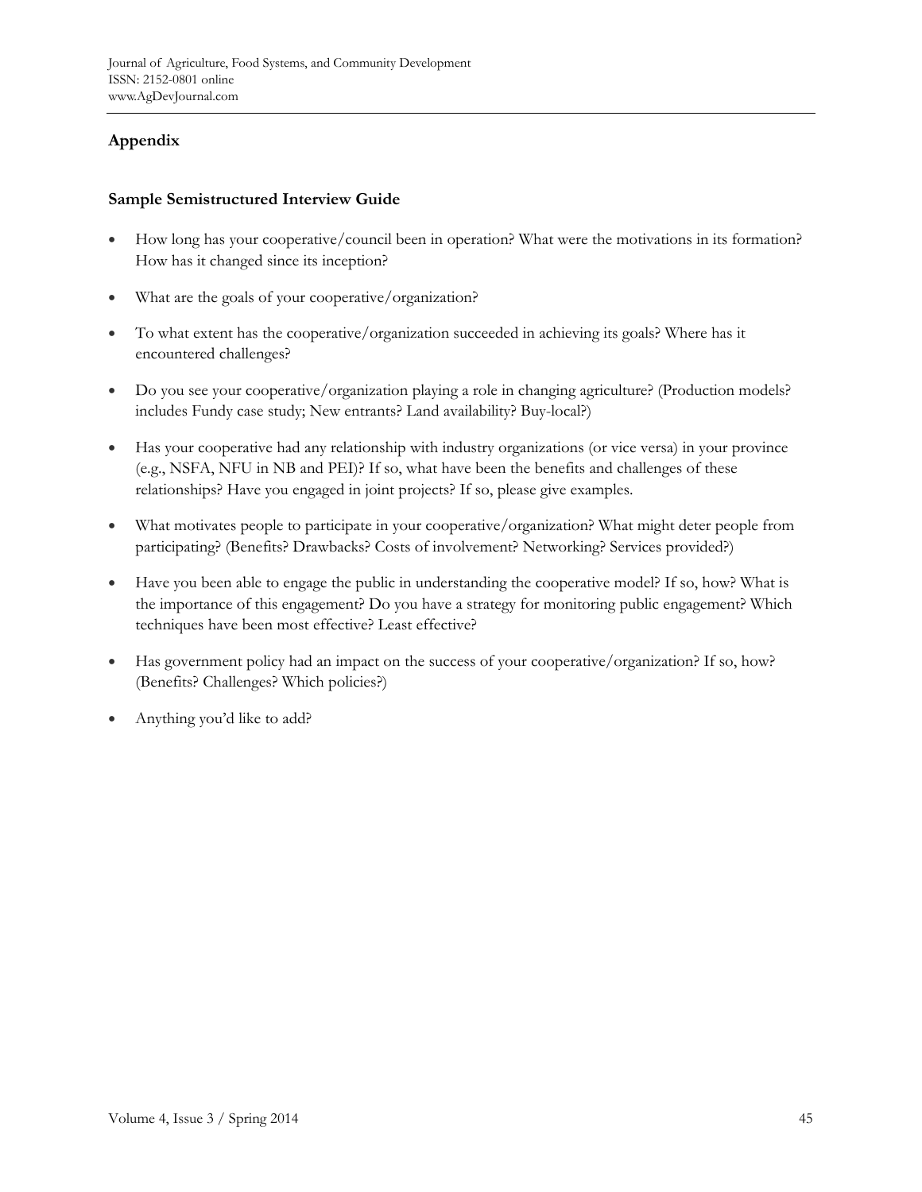## Appendix

### Sample Semistructured Interview Guide

- How long has your cooperative/council been in operation? What were the motivations in its formation? How has it changed since its inception?
- What are the goals of your cooperative/organization?
- To what extent has the cooperative/organization succeeded in achieving its goals? Where has it encountered challenges?
- Do you see your cooperative/organization playing a role in changing agriculture? (Production models? includes Fundy case study; New entrants? Land availability? Buy-local?)
- Has your cooperative had any relationship with industry organizations (or vice versa) in your province (e.g., NSFA, NFU in NB and PEI)? If so, what have been the benefits and challenges of these relationships? Have you engaged in joint projects? If so, please give examples.
- What motivates people to participate in your cooperative/organization? What might deter people from participating? (Benefits? Drawbacks? Costs of involvement? Networking? Services provided?)
- Have you been able to engage the public in understanding the cooperative model? If so, how? What is the importance of this engagement? Do you have a strategy for monitoring public engagement? Which techniques have been most effective? Least effective?
- Has government policy had an impact on the success of your cooperative/organization? If so, how? (Benefits? Challenges? Which policies?)
- Anything you'd like to add?